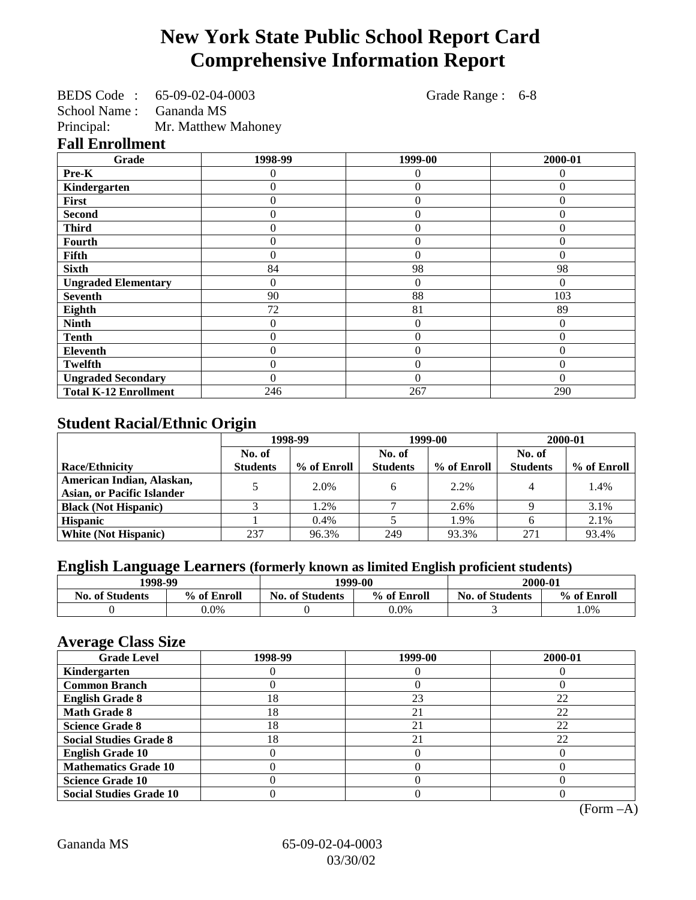# New York State Public School Report Card
# Comprehensive Information Report

BEDS Code : 65-09-02-04-0003 Grade Range : 6-8
School Name : Gananda MS
Principal: Mr. Matthew Mahoney

## Fall Enrollment

| Grade | 1998-99 | 1999-00 | 2000-01 |
|---|---|---|---|
| Pre-K | 0 | 0 | 0 |
| Kindergarten | 0 | 0 | 0 |
| First | 0 | 0 | 0 |
| Second | 0 | 0 | 0 |
| Third | 0 | 0 | 0 |
| Fourth | 0 | 0 | 0 |
| Fifth | 0 | 0 | 0 |
| Sixth | 84 | 98 | 98 |
| Ungraded Elementary | 0 | 0 | 0 |
| Seventh | 90 | 88 | 103 |
| Eighth | 72 | 81 | 89 |
| Ninth | 0 | 0 | 0 |
| Tenth | 0 | 0 | 0 |
| Eleventh | 0 | 0 | 0 |
| Twelfth | 0 | 0 | 0 |
| Ungraded Secondary | 0 | 0 | 0 |
| Total K-12 Enrollment | 246 | 267 | 290 |

## Student Racial/Ethnic Origin

| | 1998-99 | | 1999-00 | | 2000-01 | |
|---|---|---|---|---|---|---|
| Race/Ethnicity | No. of Students | % of Enroll | No. of Students | % of Enroll | No. of Students | % of Enroll |
| American Indian, Alaskan, Asian, or Pacific Islander | 5 | 2.0% | 6 | 2.2% | 4 | 1.4% |
| Black (Not Hispanic) | 3 | 1.2% | 7 | 2.6% | 9 | 3.1% |
| Hispanic | 1 | 0.4% | 5 | 1.9% | 6 | 2.1% |
| White (Not Hispanic) | 237 | 96.3% | 249 | 93.3% | 271 | 93.4% |

## English Language Learners (formerly known as limited English proficient students)

| 1998-99 | | 1999-00 | | 2000-01 | |
|---|---|---|---|---|---|
| No. of Students | % of Enroll | No. of Students | % of Enroll | No. of Students | % of Enroll |
| 0 | 0.0% | 0 | 0.0% | 3 | 1.0% |

## Average Class Size

| Grade Level | 1998-99 | 1999-00 | 2000-01 |
|---|---|---|---|
| Kindergarten | 0 | 0 | 0 |
| Common Branch | 0 | 0 | 0 |
| English Grade 8 | 18 | 23 | 22 |
| Math Grade 8 | 18 | 21 | 22 |
| Science Grade 8 | 18 | 21 | 22 |
| Social Studies Grade 8 | 18 | 21 | 22 |
| English Grade 10 | 0 | 0 | 0 |
| Mathematics Grade 10 | 0 | 0 | 0 |
| Science Grade 10 | 0 | 0 | 0 |
| Social Studies Grade 10 | 0 | 0 | 0 |

(Form –A)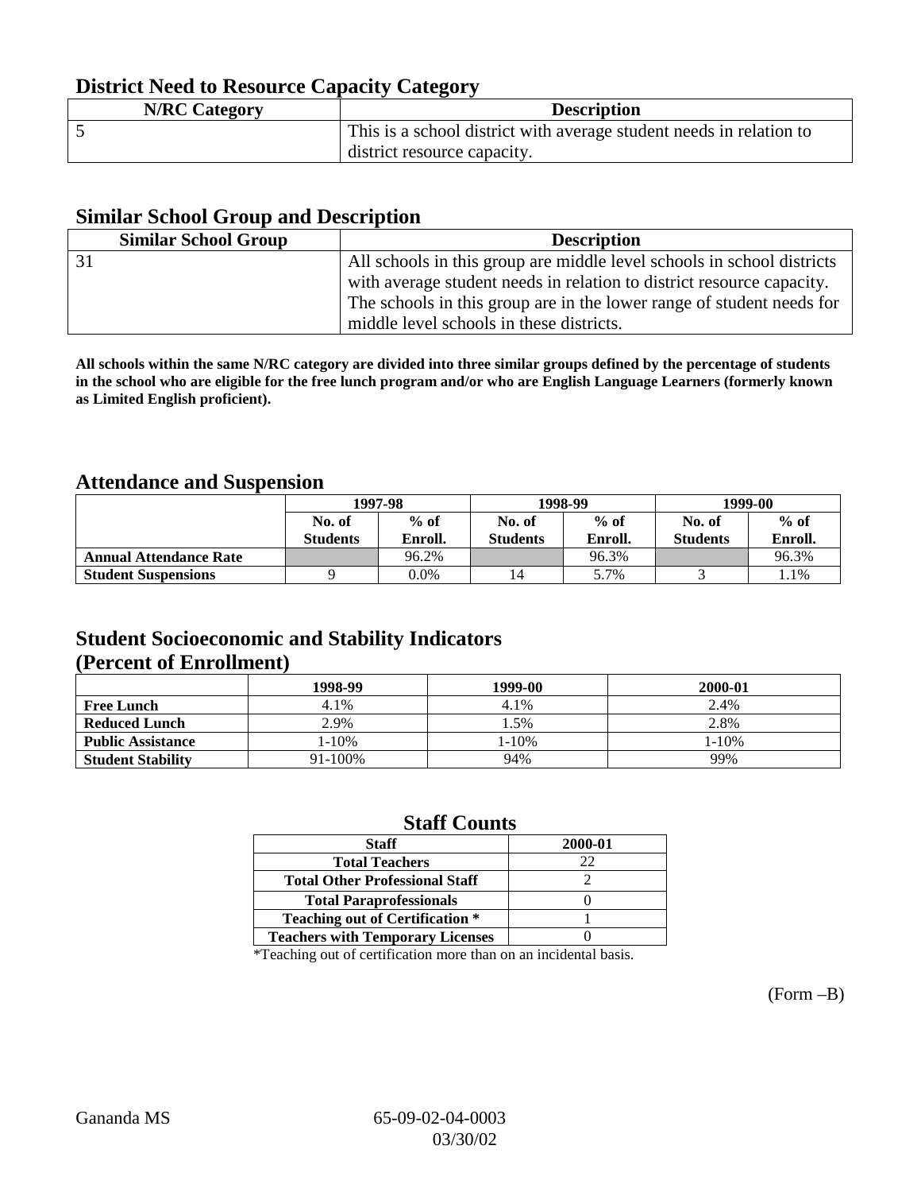## District Need to Resource Capacity Category

| N/RC Category | Description |
|---|---|
| 5 | This is a school district with average student needs in relation to district resource capacity. |

## Similar School Group and Description

| Similar School Group | Description |
|---|---|
| 31 | All schools in this group are middle level schools in school districts with average student needs in relation to district resource capacity. The schools in this group are in the lower range of student needs for middle level schools in these districts. |

**All schools within the same N/RC category are divided into three similar groups defined by the percentage of students in the school who are eligible for the free lunch program and/or who are English Language Learners (formerly known as Limited English proficient).**

## Attendance and Suspension

| | 1997-98 | | 1998-99 | | 1999-00 | |
|---|---|---|---|---|---|---|
| | No. of Students | % of Enroll. | No. of Students | % of Enroll. | No. of Students | % of Enroll. |
| **Annual Attendance Rate** | | 96.2% | | 96.3% | | 96.3% |
| **Student Suspensions** | 9 | 0.0% | 14 | 5.7% | 3 | 1.1% |

## Student Socioeconomic and Stability Indicators (Percent of Enrollment)

| | 1998-99 | 1999-00 | 2000-01 |
|---|---|---|---|
| **Free Lunch** | 4.1% | 4.1% | 2.4% |
| **Reduced Lunch** | 2.9% | 1.5% | 2.8% |
| **Public Assistance** | 1-10% | 1-10% | 1-10% |
| **Student Stability** | 91-100% | 94% | 99% |

## Staff Counts

| Staff | 2000-01 |
|---|---|
| Total Teachers | 22 |
| Total Other Professional Staff | 2 |
| Total Paraprofessionals | 0 |
| Teaching out of Certification * | 1 |
| Teachers with Temporary Licenses | 0 |

*Teaching out of certification more than on an incidental basis.

(Form –B)

Gananda MS 65-09-02-04-0003 03/30/02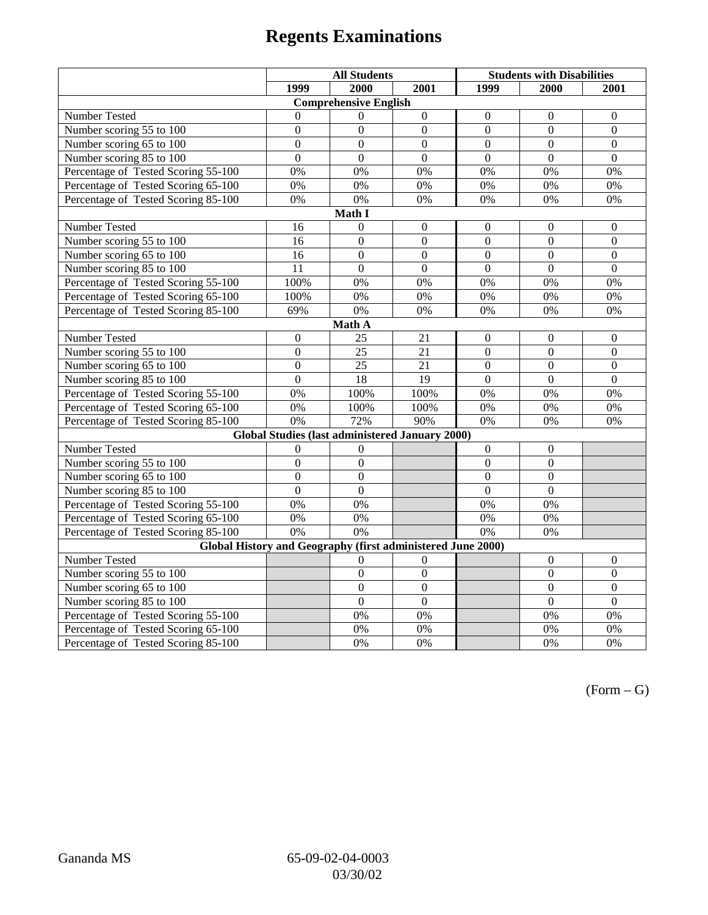# Regents Examinations

| | All Students | | | Students with Disabilities | | |
|---|---|---|---|---|---|---|
| | 1999 | 2000 | 2001 | 1999 | 2000 | 2001 |
| **Comprehensive English** | | | | | | |
| Number Tested | 0 | 0 | 0 | 0 | 0 | 0 |
| Number scoring 55 to 100 | 0 | 0 | 0 | 0 | 0 | 0 |
| Number scoring 65 to 100 | 0 | 0 | 0 | 0 | 0 | 0 |
| Number scoring 85 to 100 | 0 | 0 | 0 | 0 | 0 | 0 |
| Percentage of Tested Scoring 55-100 | 0% | 0% | 0% | 0% | 0% | 0% |
| Percentage of Tested Scoring 65-100 | 0% | 0% | 0% | 0% | 0% | 0% |
| Percentage of Tested Scoring 85-100 | 0% | 0% | 0% | 0% | 0% | 0% |
| **Math I** | | | | | | |
| Number Tested | 16 | 0 | 0 | 0 | 0 | 0 |
| Number scoring 55 to 100 | 16 | 0 | 0 | 0 | 0 | 0 |
| Number scoring 65 to 100 | 16 | 0 | 0 | 0 | 0 | 0 |
| Number scoring 85 to 100 | 11 | 0 | 0 | 0 | 0 | 0 |
| Percentage of Tested Scoring 55-100 | 100% | 0% | 0% | 0% | 0% | 0% |
| Percentage of Tested Scoring 65-100 | 100% | 0% | 0% | 0% | 0% | 0% |
| Percentage of Tested Scoring 85-100 | 69% | 0% | 0% | 0% | 0% | 0% |
| **Math A** | | | | | | |
| Number Tested | 0 | 25 | 21 | 0 | 0 | 0 |
| Number scoring 55 to 100 | 0 | 25 | 21 | 0 | 0 | 0 |
| Number scoring 65 to 100 | 0 | 25 | 21 | 0 | 0 | 0 |
| Number scoring 85 to 100 | 0 | 18 | 19 | 0 | 0 | 0 |
| Percentage of Tested Scoring 55-100 | 0% | 100% | 100% | 0% | 0% | 0% |
| Percentage of Tested Scoring 65-100 | 0% | 100% | 100% | 0% | 0% | 0% |
| Percentage of Tested Scoring 85-100 | 0% | 72% | 90% | 0% | 0% | 0% |
| **Global Studies (last administered January 2000)** | | | | | | |
| Number Tested | 0 | 0 | | 0 | 0 | |
| Number scoring 55 to 100 | 0 | 0 | | 0 | 0 | |
| Number scoring 65 to 100 | 0 | 0 | | 0 | 0 | |
| Number scoring 85 to 100 | 0 | 0 | | 0 | 0 | |
| Percentage of Tested Scoring 55-100 | 0% | 0% | | 0% | 0% | |
| Percentage of Tested Scoring 65-100 | 0% | 0% | | 0% | 0% | |
| Percentage of Tested Scoring 85-100 | 0% | 0% | | 0% | 0% | |
| **Global History and Geography (first administered June 2000)** | | | | | | |
| Number Tested | | 0 | 0 | | 0 | 0 |
| Number scoring 55 to 100 | | 0 | 0 | | 0 | 0 |
| Number scoring 65 to 100 | | 0 | 0 | | 0 | 0 |
| Number scoring 85 to 100 | | 0 | 0 | | 0 | 0 |
| Percentage of Tested Scoring 55-100 | | 0% | 0% | | 0% | 0% |
| Percentage of Tested Scoring 65-100 | | 0% | 0% | | 0% | 0% |
| Percentage of Tested Scoring 85-100 | | 0% | 0% | | 0% | 0% |

(Form – G)

Gananda MS 65-09-02-04-0003 03/30/02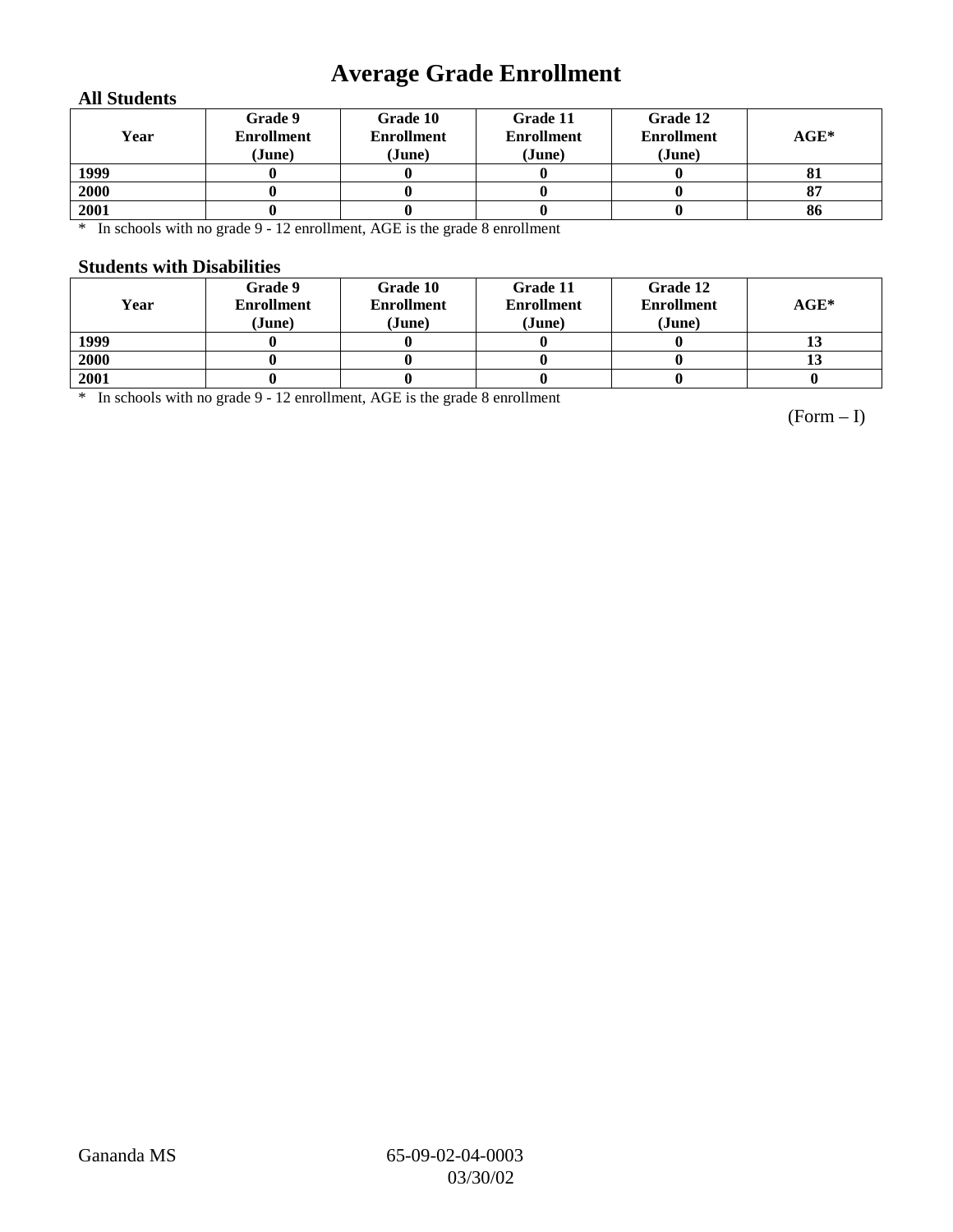# Average Grade Enrollment

### All Students

| Year | Grade 9 Enrollment (June) | Grade 10 Enrollment (June) | Grade 11 Enrollment (June) | Grade 12 Enrollment (June) | AGE* |
|---|---|---|---|---|---|
| 1999 | 0 | 0 | 0 | 0 | 81 |
| 2000 | 0 | 0 | 0 | 0 | 87 |
| 2001 | 0 | 0 | 0 | 0 | 86 |

* In schools with no grade 9 - 12 enrollment, AGE is the grade 8 enrollment

### Students with Disabilities

| Year | Grade 9 Enrollment (June) | Grade 10 Enrollment (June) | Grade 11 Enrollment (June) | Grade 12 Enrollment (June) | AGE* |
|---|---|---|---|---|---|
| 1999 | 0 | 0 | 0 | 0 | 13 |
| 2000 | 0 | 0 | 0 | 0 | 13 |
| 2001 | 0 | 0 | 0 | 0 | 0 |

* In schools with no grade 9 - 12 enrollment, AGE is the grade 8 enrollment

(Form – I)

Gananda MS 65-09-02-04-0003 03/30/02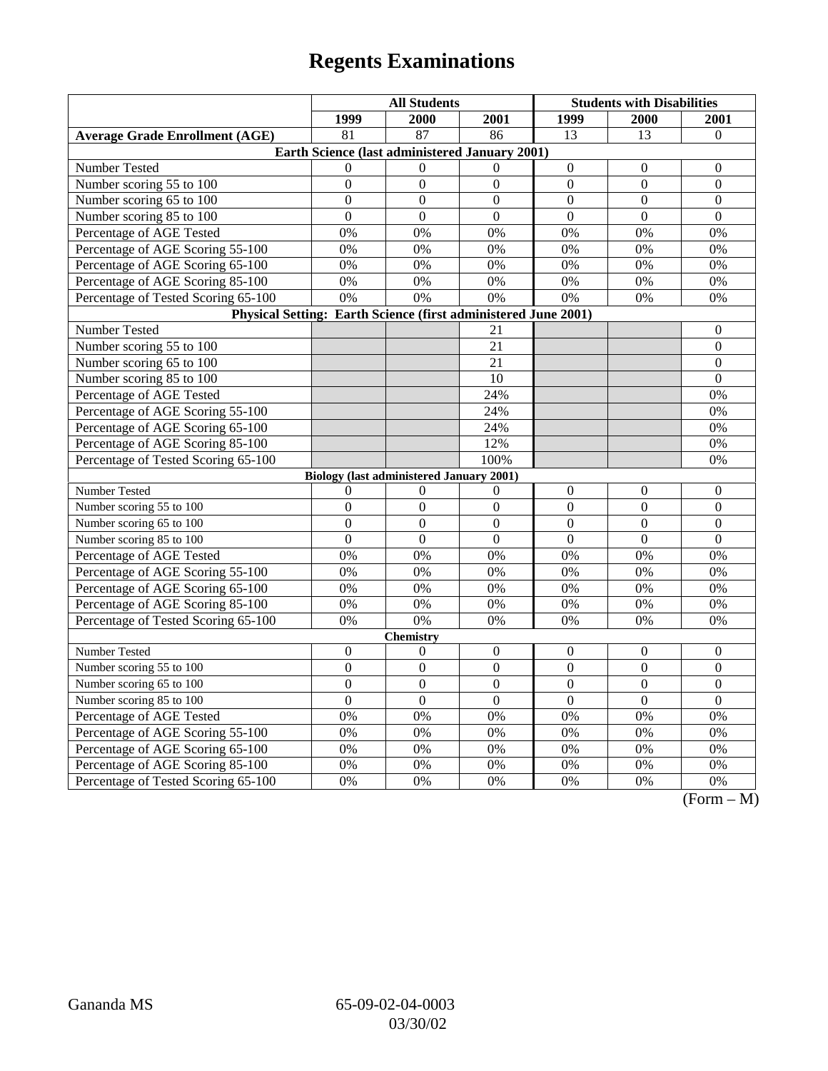# Regents Examinations

| | All Students | | | Students with Disabilities | | |
|---|---|---|---|---|---|---|
| | 1999 | 2000 | 2001 | 1999 | 2000 | 2001 |
| **Average Grade Enrollment (AGE)** | 81 | 87 | 86 | 13 | 13 | 0 |
| **Earth Science (last administered January 2001)** | | | | | | |
| Number Tested | 0 | 0 | 0 | 0 | 0 | 0 |
| Number scoring 55 to 100 | 0 | 0 | 0 | 0 | 0 | 0 |
| Number scoring 65 to 100 | 0 | 0 | 0 | 0 | 0 | 0 |
| Number scoring 85 to 100 | 0 | 0 | 0 | 0 | 0 | 0 |
| Percentage of AGE Tested | 0% | 0% | 0% | 0% | 0% | 0% |
| Percentage of AGE Scoring 55-100 | 0% | 0% | 0% | 0% | 0% | 0% |
| Percentage of AGE Scoring 65-100 | 0% | 0% | 0% | 0% | 0% | 0% |
| Percentage of AGE Scoring 85-100 | 0% | 0% | 0% | 0% | 0% | 0% |
| Percentage of Tested Scoring 65-100 | 0% | 0% | 0% | 0% | 0% | 0% |
| **Physical Setting: Earth Science (first administered June 2001)** | | | | | | |
| Number Tested | | | 21 | | | 0 |
| Number scoring 55 to 100 | | | 21 | | | 0 |
| Number scoring 65 to 100 | | | 21 | | | 0 |
| Number scoring 85 to 100 | | | 10 | | | 0 |
| Percentage of AGE Tested | | | 24% | | | 0% |
| Percentage of AGE Scoring 55-100 | | | 24% | | | 0% |
| Percentage of AGE Scoring 65-100 | | | 24% | | | 0% |
| Percentage of AGE Scoring 85-100 | | | 12% | | | 0% |
| Percentage of Tested Scoring 65-100 | | | 100% | | | 0% |
| **Biology (last administered January 2001)** | | | | | | |
| Number Tested | 0 | 0 | 0 | 0 | 0 | 0 |
| Number scoring 55 to 100 | 0 | 0 | 0 | 0 | 0 | 0 |
| Number scoring 65 to 100 | 0 | 0 | 0 | 0 | 0 | 0 |
| Number scoring 85 to 100 | 0 | 0 | 0 | 0 | 0 | 0 |
| Percentage of AGE Tested | 0% | 0% | 0% | 0% | 0% | 0% |
| Percentage of AGE Scoring 55-100 | 0% | 0% | 0% | 0% | 0% | 0% |
| Percentage of AGE Scoring 65-100 | 0% | 0% | 0% | 0% | 0% | 0% |
| Percentage of AGE Scoring 85-100 | 0% | 0% | 0% | 0% | 0% | 0% |
| Percentage of Tested Scoring 65-100 | 0% | 0% | 0% | 0% | 0% | 0% |
| **Chemistry** | | | | | | |
| Number Tested | 0 | 0 | 0 | 0 | 0 | 0 |
| Number scoring 55 to 100 | 0 | 0 | 0 | 0 | 0 | 0 |
| Number scoring 65 to 100 | 0 | 0 | 0 | 0 | 0 | 0 |
| Number scoring 85 to 100 | 0 | 0 | 0 | 0 | 0 | 0 |
| Percentage of AGE Tested | 0% | 0% | 0% | 0% | 0% | 0% |
| Percentage of AGE Scoring 55-100 | 0% | 0% | 0% | 0% | 0% | 0% |
| Percentage of AGE Scoring 65-100 | 0% | 0% | 0% | 0% | 0% | 0% |
| Percentage of AGE Scoring 85-100 | 0% | 0% | 0% | 0% | 0% | 0% |
| Percentage of Tested Scoring 65-100 | 0% | 0% | 0% | 0% | 0% | 0% |

(Form – M)

Gananda MS 65-09-02-04-0003 03/30/02